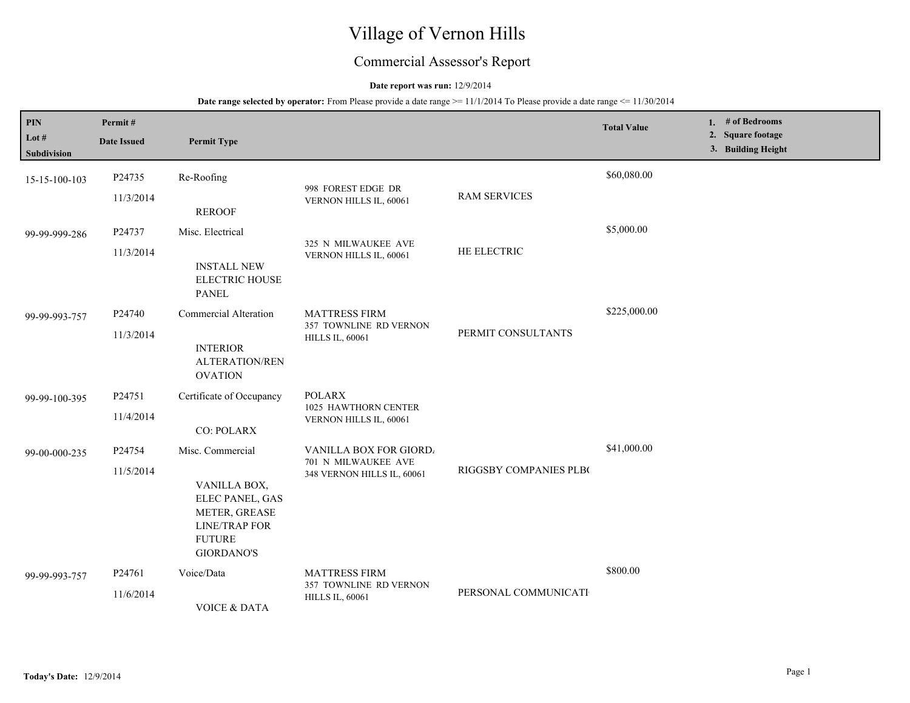# Village of Vernon Hills

## Commercial Assessor's Report

**Date report was run:** 12/9/2014

**Date range selected by operator:** From Please provide a date range >= 11/1/2014 To Please provide a date range <= 11/30/2014

| PIN<br>Lot #<br>Subdivision | Permit #<br>Date Issued | Permit Type | | | Total Value | 1. # of Bedrooms<br>2. Square footage<br>3. Building Height |
|---|---|---|---|---|---|---|
| 15-15-100-103 | P24735<br>11/3/2014 | Re-Roofing<br>REROOF | 998 FOREST EDGE DR<br>VERNON HILLS IL, 60061 | RAM SERVICES | $60,080.00 | |
| 99-99-999-286 | P24737<br>11/3/2014 | Misc. Electrical<br>INSTALL NEW ELECTRIC HOUSE PANEL | 325 N MILWAUKEE AVE<br>VERNON HILLS IL, 60061 | HE ELECTRIC | $5,000.00 | |
| 99-99-993-757 | P24740<br>11/3/2014 | Commercial Alteration<br>INTERIOR ALTERATION/RENOVATION | MATTRESS FIRM<br>357 TOWNLINE RD VERNON HILLS IL, 60061 | PERMIT CONSULTANTS | $225,000.00 | |
| 99-99-100-395 | P24751<br>11/4/2014 | Certificate of Occupancy<br>CO: POLARX | POLARX<br>1025 HAWTHORN CENTER<br>VERNON HILLS IL, 60061 | | | |
| 99-00-000-235 | P24754<br>11/5/2014 | Misc. Commercial<br>VANILLA BOX, ELEC PANEL, GAS METER, GREASE LINE/TRAP FOR FUTURE GIORDANO'S | VANILLA BOX FOR GIORD/<br>701 N MILWAUKEE AVE<br>348 VERNON HILLS IL, 60061 | RIGGSBY COMPANIES PLB( | $41,000.00 | |
| 99-99-993-757 | P24761<br>11/6/2014 | Voice/Data<br>VOICE & DATA | MATTRESS FIRM<br>357 TOWNLINE RD VERNON HILLS IL, 60061 | PERSONAL COMMUNICATI | $800.00 | |

**Today's Date:** 12/9/2014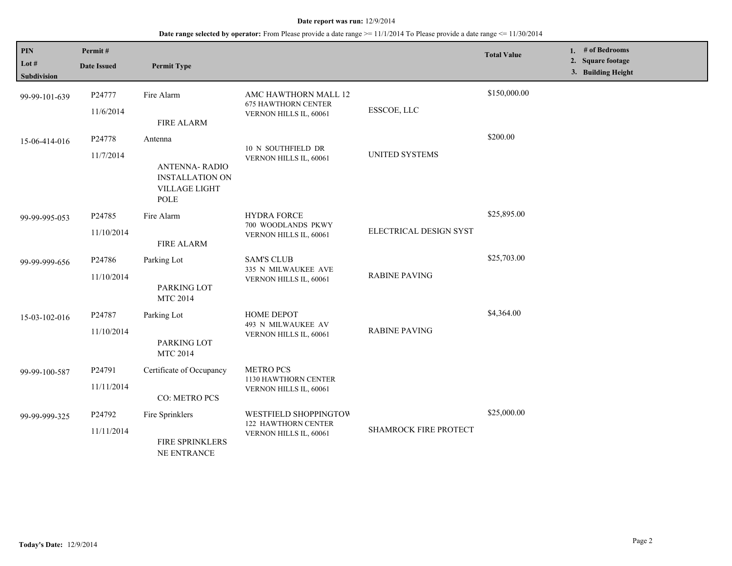**Date report was run:** 12/9/2014

**Date range selected by operator:** From Please provide a date range >= 11/1/2014 To Please provide a date range <= 11/30/2014

| PIN<br>Lot #<br>Subdivision | Permit #<br>Date Issued | Permit Type | | | Total Value | 1. # of Bedrooms<br>2. Square footage<br>3. Building Height |
|---|---|---|---|---|---|---|
| 99-99-101-639 | P24777<br>11/6/2014 | Fire Alarm<br>FIRE ALARM | AMC HAWTHORN MALL 12<br>675 HAWTHORN CENTER<br>VERNON HILLS IL, 60061 | ESSCOE, LLC | $150,000.00 | |
| 15-06-414-016 | P24778<br>11/7/2014 | Antenna<br>ANTENNA- RADIO INSTALLATION ON VILLAGE LIGHT POLE | 10 N SOUTHFIELD DR<br>VERNON HILLS IL, 60061 | UNITED SYSTEMS | $200.00 | |
| 99-99-995-053 | P24785<br>11/10/2014 | Fire Alarm<br>FIRE ALARM | HYDRA FORCE<br>700 WOODLANDS PKWY<br>VERNON HILLS IL, 60061 | ELECTRICAL DESIGN SYST | $25,895.00 | |
| 99-99-999-656 | P24786<br>11/10/2014 | Parking Lot<br>PARKING LOT MTC 2014 | SAM'S CLUB<br>335 N MILWAUKEE AVE<br>VERNON HILLS IL, 60061 | RABINE PAVING | $25,703.00 | |
| 15-03-102-016 | P24787<br>11/10/2014 | Parking Lot<br>PARKING LOT MTC 2014 | HOME DEPOT<br>493 N MILWAUKEE AV<br>VERNON HILLS IL, 60061 | RABINE PAVING | $4,364.00 | |
| 99-99-100-587 | P24791<br>11/11/2014 | Certificate of Occupancy<br>CO: METRO PCS | METRO PCS<br>1130 HAWTHORN CENTER<br>VERNON HILLS IL, 60061 | | | |
| 99-99-999-325 | P24792<br>11/11/2014 | Fire Sprinklers<br>FIRE SPRINKLERS NE ENTRANCE | WESTFIELD SHOPPINGTOW<br>122 HAWTHORN CENTER<br>VERNON HILLS IL, 60061 | SHAMROCK FIRE PROTECT | $25,000.00 | |

**Today's Date:** 12/9/2014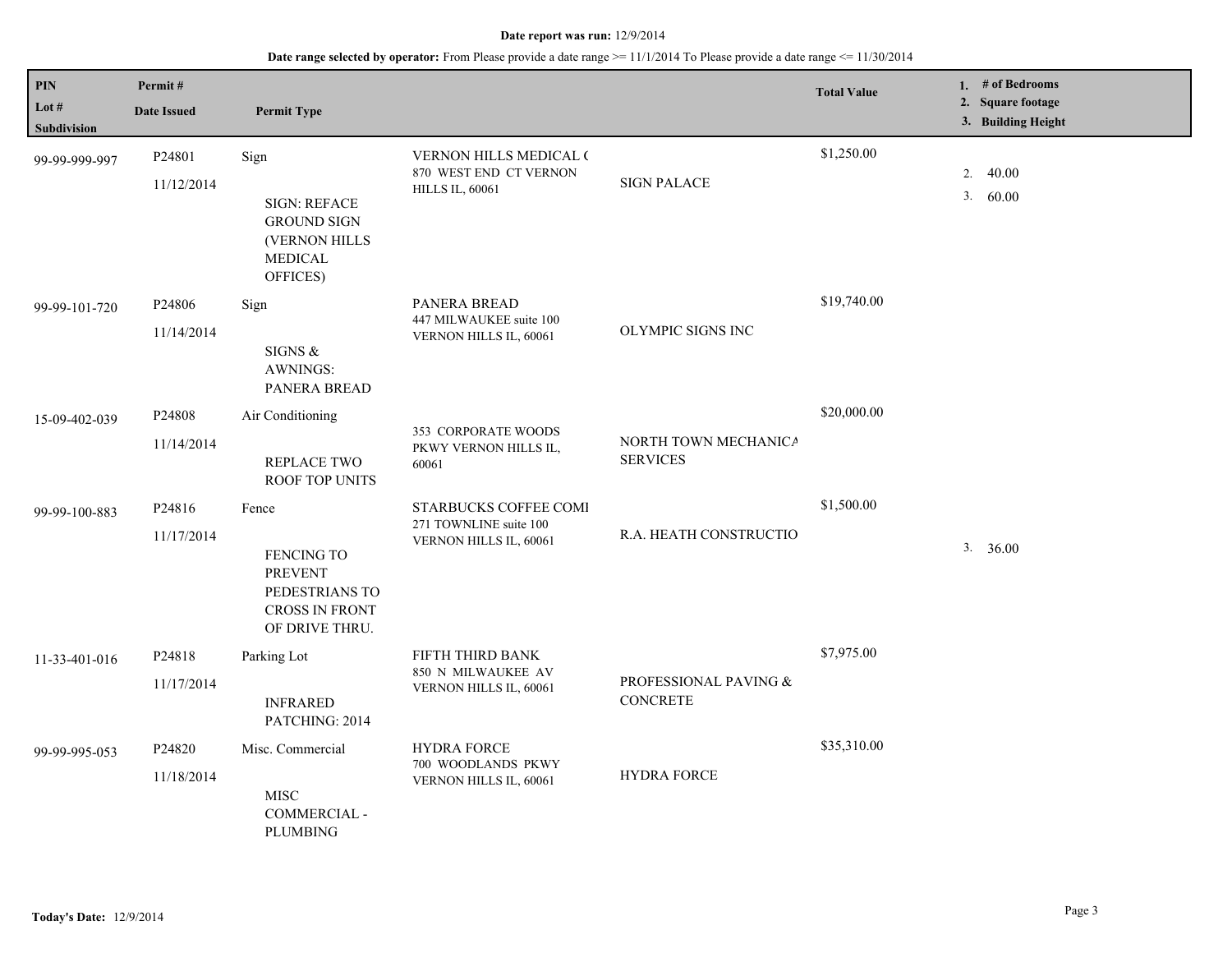**Date report was run:** 12/9/2014

**Date range selected by operator:** From Please provide a date range >= 11/1/2014 To Please provide a date range <= 11/30/2014

| PIN / Lot # / Subdivision | Permit # / Date Issued | Permit Type | | | Total Value | 1. # of Bedrooms 2. Square footage 3. Building Height |
|---|---|---|---|---|---|---|
| 99-99-999-997 | P24801 11/12/2014 | Sign SIGN: REFACE GROUND SIGN (VERNON HILLS MEDICAL OFFICES) | VERNON HILLS MEDICAL ( 870 WEST END CT VERNON HILLS IL, 60061 | SIGN PALACE | $1,250.00 | 2. 40.00 3. 60.00 |
| 99-99-101-720 | P24806 11/14/2014 | Sign SIGNS & AWNINGS: PANERA BREAD | PANERA BREAD 447 MILWAUKEE suite 100 VERNON HILLS IL, 60061 | OLYMPIC SIGNS INC | $19,740.00 | |
| 15-09-402-039 | P24808 11/14/2014 | Air Conditioning REPLACE TWO ROOF TOP UNITS | 353 CORPORATE WOODS PKWY VERNON HILLS IL, 60061 | NORTH TOWN MECHANICA SERVICES | $20,000.00 | |
| 99-99-100-883 | P24816 11/17/2014 | Fence FENCING TO PREVENT PEDESTRIANS TO CROSS IN FRONT OF DRIVE THRU. | STARBUCKS COFFEE COMI 271 TOWNLINE suite 100 VERNON HILLS IL, 60061 | R.A. HEATH CONSTRUCTIO | $1,500.00 | 3. 36.00 |
| 11-33-401-016 | P24818 11/17/2014 | Parking Lot INFRARED PATCHING: 2014 | FIFTH THIRD BANK 850 N MILWAUKEE AV VERNON HILLS IL, 60061 | PROFESSIONAL PAVING & CONCRETE | $7,975.00 | |
| 99-99-995-053 | P24820 11/18/2014 | Misc. Commercial MISC COMMERCIAL - PLUMBING | HYDRA FORCE 700 WOODLANDS PKWY VERNON HILLS IL, 60061 | HYDRA FORCE | $35,310.00 | |

**Today's Date:** 12/9/2014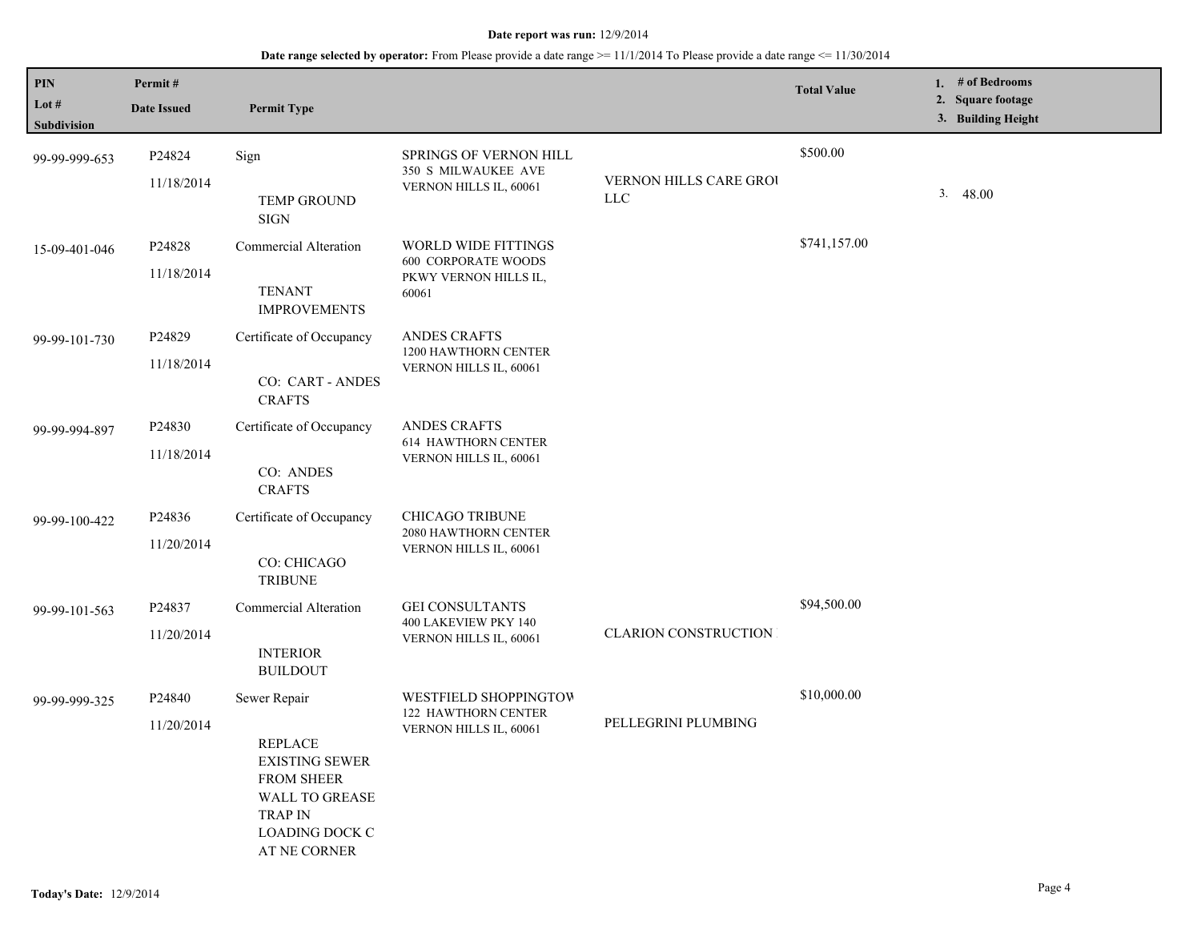**Date report was run:** 12/9/2014

**Date range selected by operator:** From Please provide a date range >= 11/1/2014 To Please provide a date range <= 11/30/2014

| PIN<br>Lot #<br>Subdivision | Permit #<br>Date Issued | Permit Type | | | Total Value | 1. # of Bedrooms<br>2. Square footage<br>3. Building Height |
|---|---|---|---|---|---|---|
| 99-99-999-653 | P24824<br>11/18/2014 | Sign<br><br>TEMP GROUND SIGN | SPRINGS OF VERNON HILL<br>350 S MILWAUKEE AVE<br>VERNON HILLS IL, 60061 | VERNON HILLS CARE GROU<br>LLC | $500.00 | 3. 48.00 |
| 15-09-401-046 | P24828<br>11/18/2014 | Commercial Alteration<br><br>TENANT IMPROVEMENTS | WORLD WIDE FITTINGS<br>600 CORPORATE WOODS PKWY VERNON HILLS IL, 60061 | | $741,157.00 | |
| 99-99-101-730 | P24829<br>11/18/2014 | Certificate of Occupancy<br><br>CO: CART - ANDES CRAFTS | ANDES CRAFTS<br>1200 HAWTHORN CENTER<br>VERNON HILLS IL, 60061 | | | |
| 99-99-994-897 | P24830<br>11/18/2014 | Certificate of Occupancy<br><br>CO: ANDES CRAFTS | ANDES CRAFTS<br>614 HAWTHORN CENTER<br>VERNON HILLS IL, 60061 | | | |
| 99-99-100-422 | P24836<br>11/20/2014 | Certificate of Occupancy<br><br>CO: CHICAGO TRIBUNE | CHICAGO TRIBUNE<br>2080 HAWTHORN CENTER<br>VERNON HILLS IL, 60061 | | | |
| 99-99-101-563 | P24837<br>11/20/2014 | Commercial Alteration<br><br>INTERIOR BUILDOUT | GEI CONSULTANTS<br>400 LAKEVIEW PKY 140<br>VERNON HILLS IL, 60061 | CLARION CONSTRUCTION | $94,500.00 | |
| 99-99-999-325 | P24840<br>11/20/2014 | Sewer Repair<br><br>REPLACE EXISTING SEWER FROM SHEER WALL TO GREASE TRAP IN LOADING DOCK C AT NE CORNER | WESTFIELD SHOPPINGTOW<br>122 HAWTHORN CENTER<br>VERNON HILLS IL, 60061 | PELLEGRINI PLUMBING | $10,000.00 | |

**Today's Date:** 12/9/2014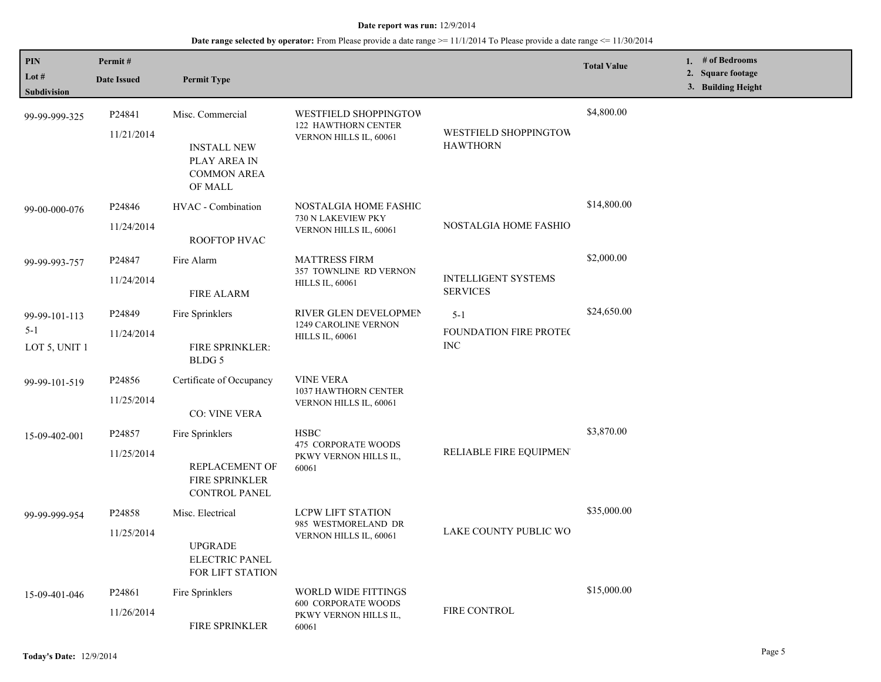**Date report was run:** 12/9/2014

**Date range selected by operator:** From Please provide a date range >= 11/1/2014 To Please provide a date range <= 11/30/2014

| PIN<br>Lot #<br>Subdivision | Permit #<br>Date Issued | Permit Type | | | Total Value | 1. # of Bedrooms<br>2. Square footage<br>3. Building Height |
|---|---|---|---|---|---|---|
| 99-99-999-325 | P24841<br>11/21/2014 | Misc. Commercial<br><br>INSTALL NEW PLAY AREA IN COMMON AREA OF MALL | WESTFIELD SHOPPINGTOW<br>122 HAWTHORN CENTER VERNON HILLS IL, 60061 | WESTFIELD SHOPPINGTOW HAWTHORN | $4,800.00 | |
| 99-00-000-076 | P24846<br>11/24/2014 | HVAC - Combination<br><br>ROOFTOP HVAC | NOSTALGIA HOME FASHIC<br>730 N LAKEVIEW PKY VERNON HILLS IL, 60061 | NOSTALGIA HOME FASHIO | $14,800.00 | |
| 99-99-993-757 | P24847<br>11/24/2014 | Fire Alarm<br><br>FIRE ALARM | MATTRESS FIRM<br>357 TOWNLINE RD VERNON HILLS IL, 60061 | INTELLIGENT SYSTEMS SERVICES | $2,000.00 | |
| 99-99-101-113<br>5-1<br>LOT 5, UNIT 1 | P24849<br>11/24/2014 | Fire Sprinklers<br><br>FIRE SPRINKLER: BLDG 5 | RIVER GLEN DEVELOPMEN<br>1249 CAROLINE VERNON HILLS IL, 60061 | 5-1<br>FOUNDATION FIRE PROTEC INC | $24,650.00 | |
| 99-99-101-519 | P24856<br>11/25/2014 | Certificate of Occupancy<br><br>CO: VINE VERA | VINE VERA<br>1037 HAWTHORN CENTER VERNON HILLS IL, 60061 | | | |
| 15-09-402-001 | P24857<br>11/25/2014 | Fire Sprinklers<br><br>REPLACEMENT OF FIRE SPRINKLER CONTROL PANEL | HSBC<br>475 CORPORATE WOODS PKWY VERNON HILLS IL, 60061 | RELIABLE FIRE EQUIPMEN | $3,870.00 | |
| 99-99-999-954 | P24858<br>11/25/2014 | Misc. Electrical<br><br>UPGRADE ELECTRIC PANEL FOR LIFT STATION | LCPW LIFT STATION<br>985 WESTMORELAND DR VERNON HILLS IL, 60061 | LAKE COUNTY PUBLIC WO | $35,000.00 | |
| 15-09-401-046 | P24861<br>11/26/2014 | Fire Sprinklers<br><br>FIRE SPRINKLER | WORLD WIDE FITTINGS<br>600 CORPORATE WOODS PKWY VERNON HILLS IL, 60061 | FIRE CONTROL | $15,000.00 | |

**Today's Date:** 12/9/2014